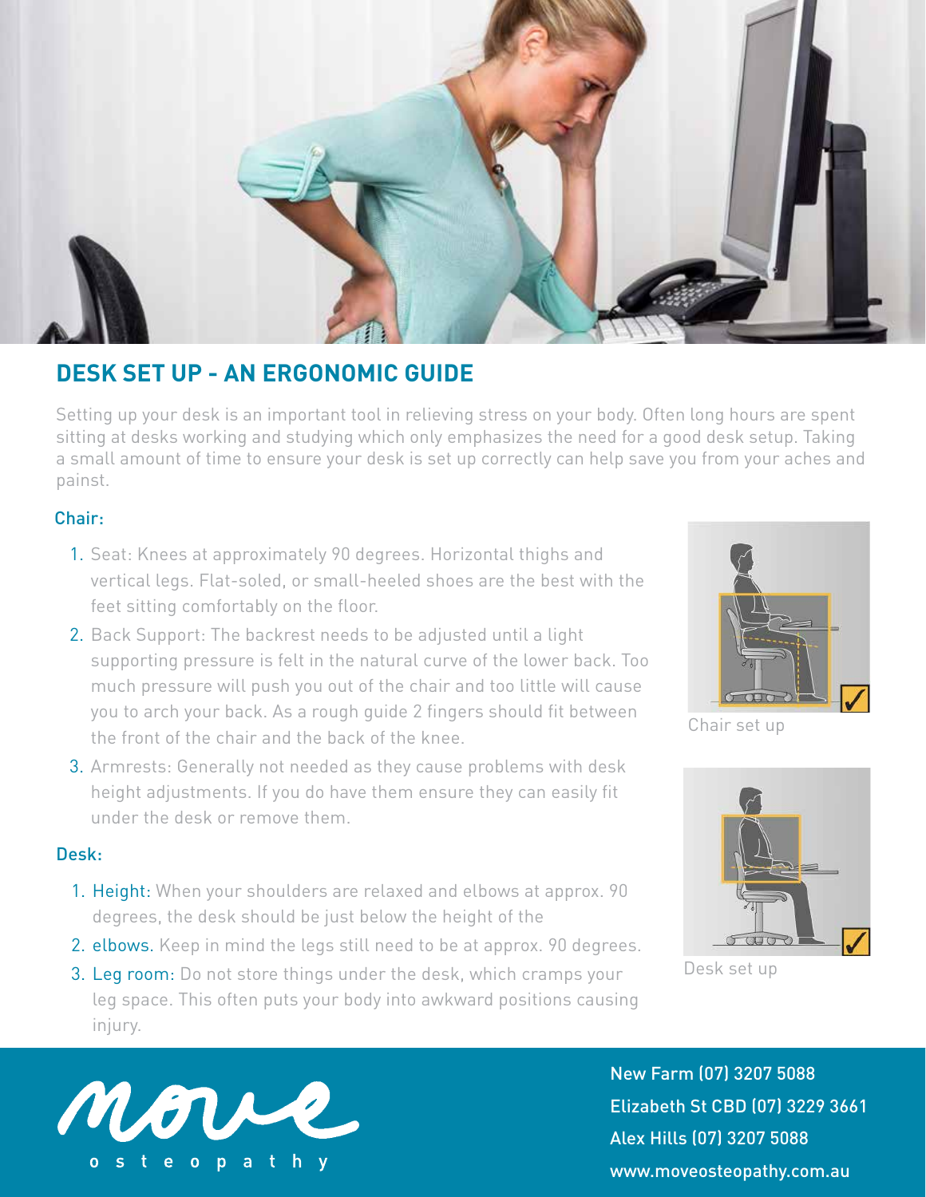## DESK SET UP - AN ERGONOMIC GUIDE

Setting up your desk is an important tool in relieving stress on your body. Often long hours are spent sitting at desks working and studying which only emphasizes the need for a good desk setup. Taking a small amount of time to ensure your desk is set up correctly can help save you from your aches and painst.

### Chair:

1. Seat: Knees at approximately 90 degrees. Horizontal thighs and vertical legs. Flat-soled, or small-heeled shoes are the best with the feet sitting comfortably on the floor.
2. Back Support: The backrest needs to be adjusted until a light supporting pressure is felt in the natural curve of the lower back. Too much pressure will push you out of the chair and too little will cause you to arch your back. As a rough guide 2 fingers should fit between the front of the chair and the back of the knee.
3. Armrests: Generally not needed as they cause problems with desk height adjustments. If you do have them ensure they can easily fit under the desk or remove them.

Chair set up

### Desk:

1. Height: When your shoulders are relaxed and elbows at approx. 90 degrees, the desk should be just below the height of the
2. elbows. Keep in mind the legs still need to be at approx. 90 degrees.
3. Leg room: Do not store things under the desk, which cramps your leg space. This often puts your body into awkward positions causing injury.

Desk set up

move osteopathy

New Farm (07) 3207 5088
Elizabeth St CBD (07) 3229 3661
Alex Hills (07) 3207 5088
www.moveosteopathy.com.au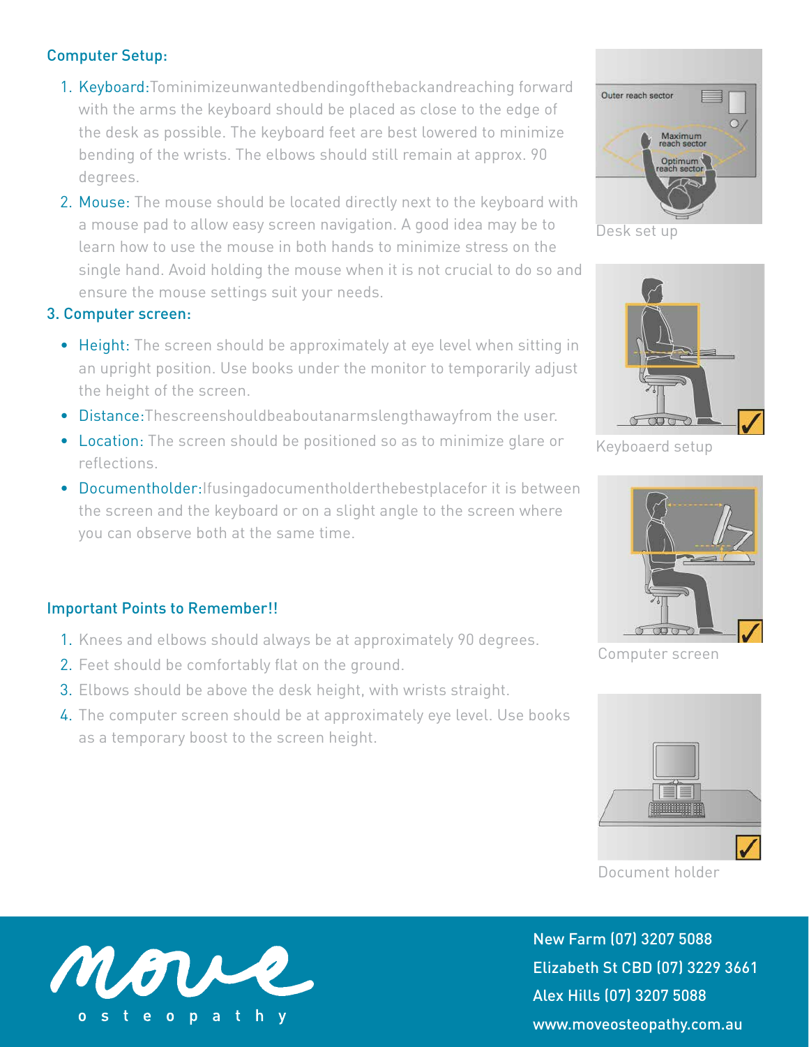## Computer Setup:

1. Keyboard:Tominimizeunwantedbendingofthebackandreaching forward with the arms the keyboard should be placed as close to the edge of the desk as possible. The keyboard feet are best lowered to minimize bending of the wrists. The elbows should still remain at approx. 90 degrees.
2. Mouse: The mouse should be located directly next to the keyboard with a mouse pad to allow easy screen navigation. A good idea may be to learn how to use the mouse in both hands to minimize stress on the single hand. Avoid holding the mouse when it is not crucial to do so and ensure the mouse settings suit your needs.

## 3. Computer screen:

- Height: The screen should be approximately at eye level when sitting in an upright position. Use books under the monitor to temporarily adjust the height of the screen.
- Distance:Thescreenshouldbeaboutanarmslengthawayfrom the user.
- Location: The screen should be positioned so as to minimize glare or reflections.
- Documentholder:Ifusingadocumentholderthebestplacefor it is between the screen and the keyboard or on a slight angle to the screen where you can observe both at the same time.

Outer reach sector
Maximum reach sector
Optimum reach sector

Desk set up

Keyboaerd setup

Computer screen

Document holder

## Important Points to Remember!!

1. Knees and elbows should always be at approximately 90 degrees.
2. Feet should be comfortably flat on the ground.
3. Elbows should be above the desk height, with wrists straight.
4. The computer screen should be at approximately eye level. Use books as a temporary boost to the screen height.

move osteopathy

New Farm (07) 3207 5088
Elizabeth St CBD (07) 3229 3661
Alex Hills (07) 3207 5088
www.moveosteopathy.com.au